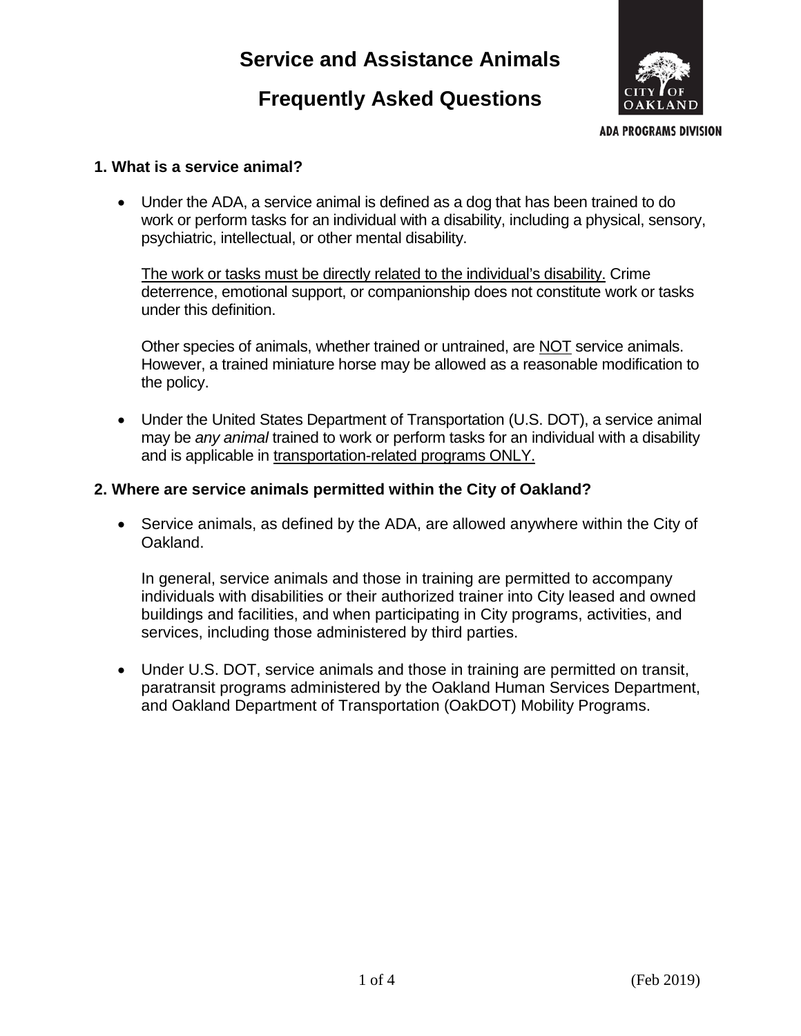# Service and Assistance Animals

# Frequently Asked Questions

ADA PROGRAMS DIVISION

### 1. What is a service animal?

- Under the ADA, a service animal is defined as a dog that has been trained to do work or perform tasks for an individual with a disability, including a physical, sensory, psychiatric, intellectual, or other mental disability.

  <u>The work or tasks must be directly related to the individual's disability.</u> Crime deterrence, emotional support, or companionship does not constitute work or tasks under this definition.

  Other species of animals, whether trained or untrained, are <u>NOT</u> service animals. However, a trained miniature horse may be allowed as a reasonable modification to the policy.

- Under the United States Department of Transportation (U.S. DOT), a service animal may be *any animal* trained to work or perform tasks for an individual with a disability and is applicable in <u>transportation-related programs ONLY.</u>

### 2. Where are service animals permitted within the City of Oakland?

- Service animals, as defined by the ADA, are allowed anywhere within the City of Oakland.

  In general, service animals and those in training are permitted to accompany individuals with disabilities or their authorized trainer into City leased and owned buildings and facilities, and when participating in City programs, activities, and services, including those administered by third parties.

- Under U.S. DOT, service animals and those in training are permitted on transit, paratransit programs administered by the Oakland Human Services Department, and Oakland Department of Transportation (OakDOT) Mobility Programs.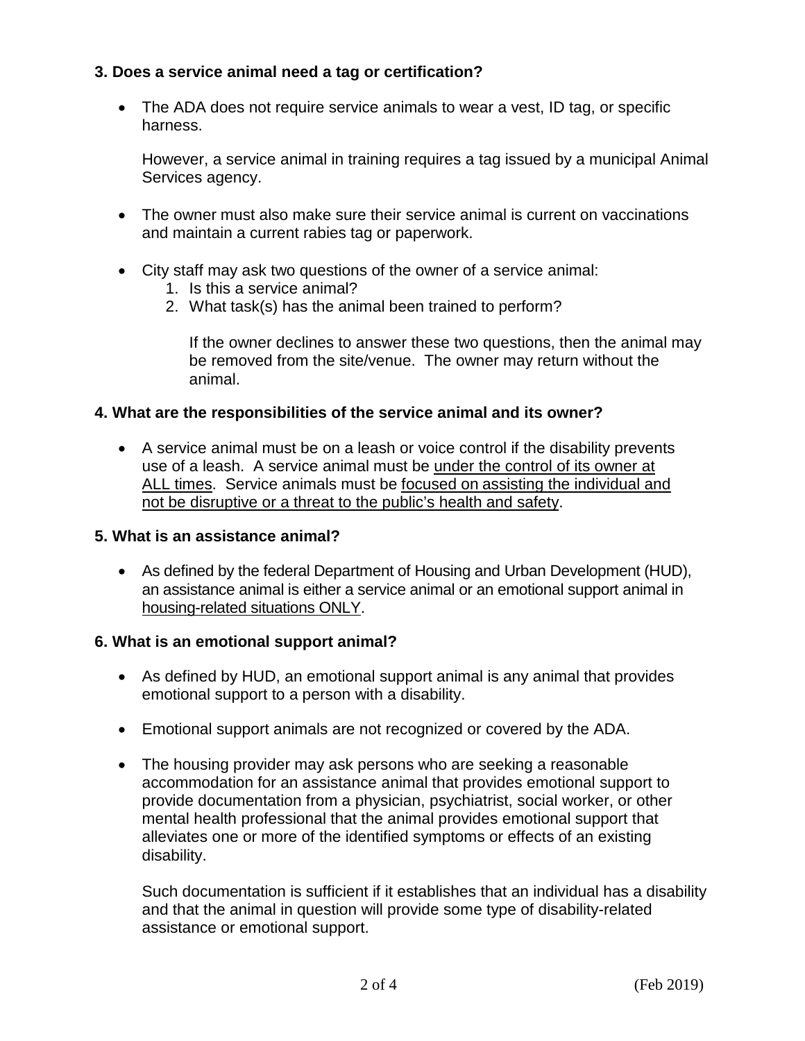### 3. Does a service animal need a tag or certification?

- The ADA does not require service animals to wear a vest, ID tag, or specific harness.

  However, a service animal in training requires a tag issued by a municipal Animal Services agency.

- The owner must also make sure their service animal is current on vaccinations and maintain a current rabies tag or paperwork.

- City staff may ask two questions of the owner of a service animal:
  1. Is this a service animal?
  2. What task(s) has the animal been trained to perform?

     If the owner declines to answer these two questions, then the animal may be removed from the site/venue. The owner may return without the animal.

### 4. What are the responsibilities of the service animal and its owner?

- A service animal must be on a leash or voice control if the disability prevents use of a leash. A service animal must be <u>under the control of its owner at ALL times</u>. Service animals must be <u>focused on assisting the individual and not be disruptive or a threat to the public's health and safety</u>.

### 5. What is an assistance animal?

- As defined by the federal Department of Housing and Urban Development (HUD), an assistance animal is either a service animal or an emotional support animal in <u>housing-related situations ONLY</u>.

### 6. What is an emotional support animal?

- As defined by HUD, an emotional support animal is any animal that provides emotional support to a person with a disability.

- Emotional support animals are not recognized or covered by the ADA.

- The housing provider may ask persons who are seeking a reasonable accommodation for an assistance animal that provides emotional support to provide documentation from a physician, psychiatrist, social worker, or other mental health professional that the animal provides emotional support that alleviates one or more of the identified symptoms or effects of an existing disability.

  Such documentation is sufficient if it establishes that an individual has a disability and that the animal in question will provide some type of disability-related assistance or emotional support.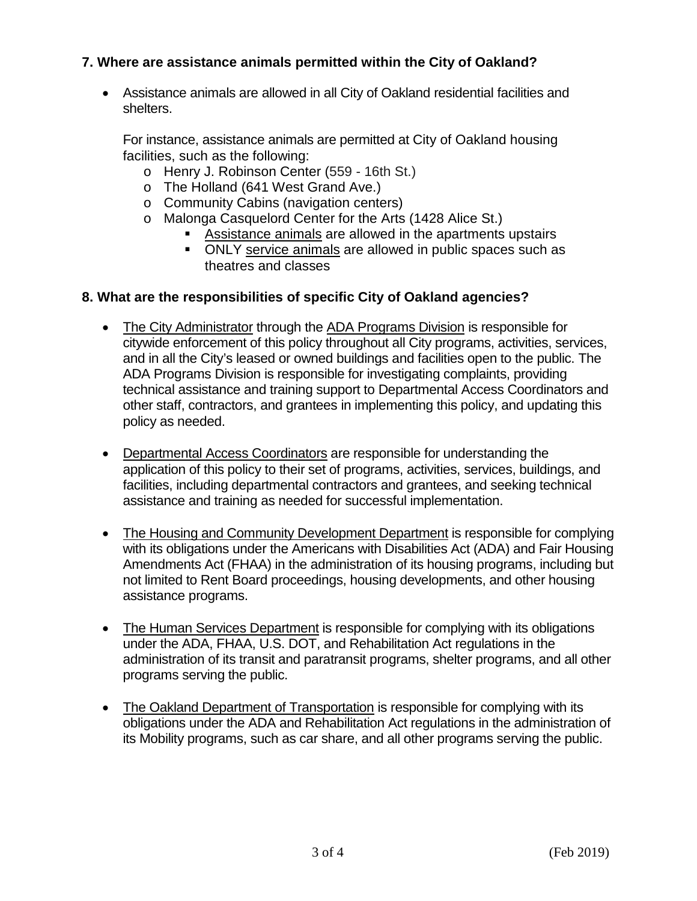### 7. Where are assistance animals permitted within the City of Oakland?

- Assistance animals are allowed in all City of Oakland residential facilities and shelters.

  For instance, assistance animals are permitted at City of Oakland housing facilities, such as the following:
  - Henry J. Robinson Center (559 - 16th St.)
  - The Holland (641 West Grand Ave.)
  - Community Cabins (navigation centers)
  - Malonga Casquelord Center for the Arts (1428 Alice St.)
    - Assistance animals are allowed in the apartments upstairs
    - ONLY service animals are allowed in public spaces such as theatres and classes

### 8. What are the responsibilities of specific City of Oakland agencies?

- The City Administrator through the ADA Programs Division is responsible for citywide enforcement of this policy throughout all City programs, activities, services, and in all the City's leased or owned buildings and facilities open to the public. The ADA Programs Division is responsible for investigating complaints, providing technical assistance and training support to Departmental Access Coordinators and other staff, contractors, and grantees in implementing this policy, and updating this policy as needed.

- Departmental Access Coordinators are responsible for understanding the application of this policy to their set of programs, activities, services, buildings, and facilities, including departmental contractors and grantees, and seeking technical assistance and training as needed for successful implementation.

- The Housing and Community Development Department is responsible for complying with its obligations under the Americans with Disabilities Act (ADA) and Fair Housing Amendments Act (FHAA) in the administration of its housing programs, including but not limited to Rent Board proceedings, housing developments, and other housing assistance programs.

- The Human Services Department is responsible for complying with its obligations under the ADA, FHAA, U.S. DOT, and Rehabilitation Act regulations in the administration of its transit and paratransit programs, shelter programs, and all other programs serving the public.

- The Oakland Department of Transportation is responsible for complying with its obligations under the ADA and Rehabilitation Act regulations in the administration of its Mobility programs, such as car share, and all other programs serving the public.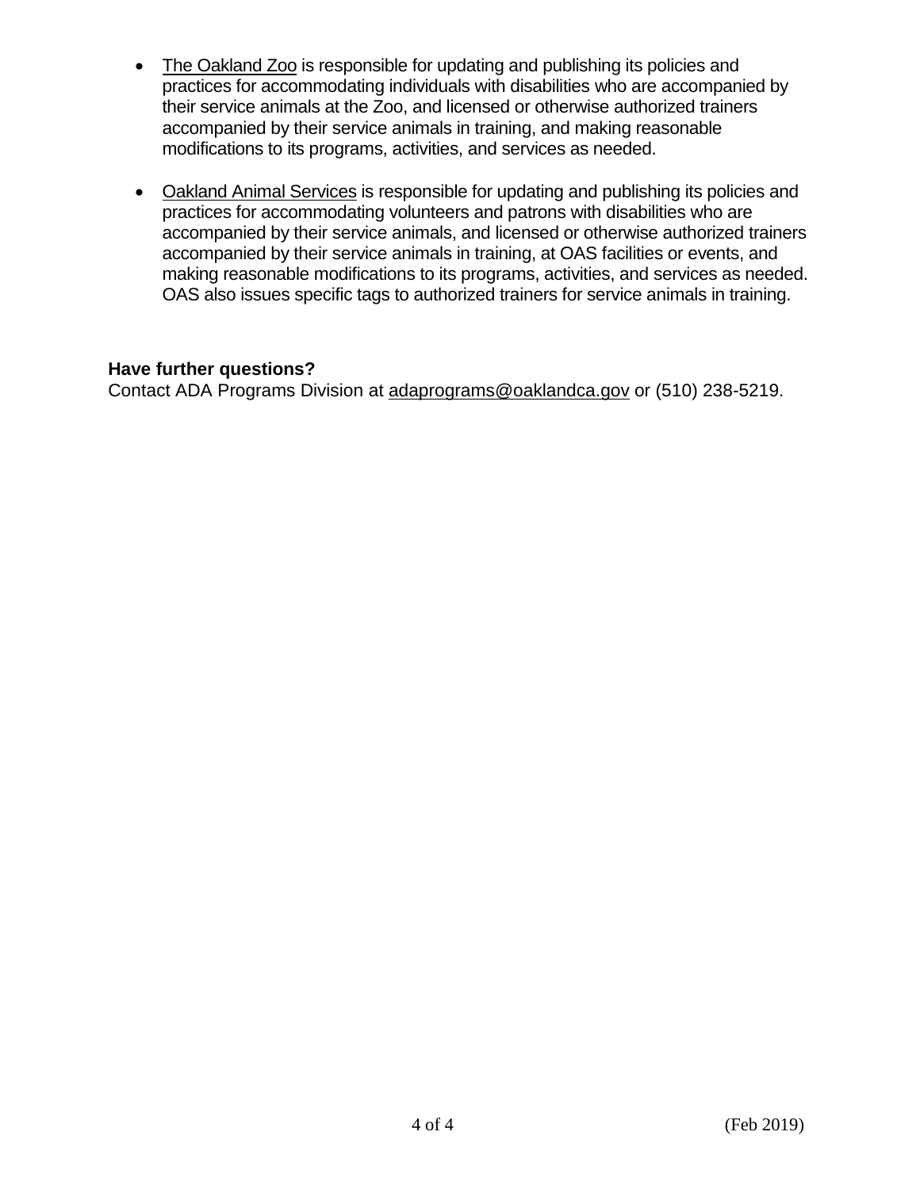- The Oakland Zoo is responsible for updating and publishing its policies and practices for accommodating individuals with disabilities who are accompanied by their service animals at the Zoo, and licensed or otherwise authorized trainers accompanied by their service animals in training, and making reasonable modifications to its programs, activities, and services as needed.

- Oakland Animal Services is responsible for updating and publishing its policies and practices for accommodating volunteers and patrons with disabilities who are accompanied by their service animals, and licensed or otherwise authorized trainers accompanied by their service animals in training, at OAS facilities or events, and making reasonable modifications to its programs, activities, and services as needed. OAS also issues specific tags to authorized trainers for service animals in training.

**Have further questions?**
Contact ADA Programs Division at adaprograms@oaklandca.gov or (510) 238-5219.

(Feb 2019)